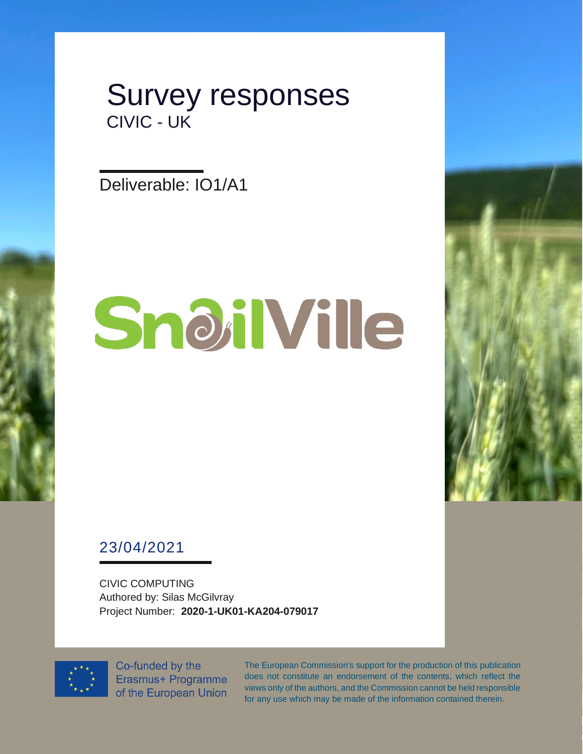# Survey responses

CIVIC - UK

Deliverable: IO1/A1

SnailVille

23/04/2021

CIVIC COMPUTING
Authored by: Silas McGilvray
Project Number: **2020-1-UK01-KA204-079017**

Co-funded by the Erasmus+ Programme of the European Union

The European Commission's support for the production of this publication does not constitute an endorsement of the contents, which reflect the views only of the authors, and the Commission cannot be held responsible for any use which may be made of the information contained therein.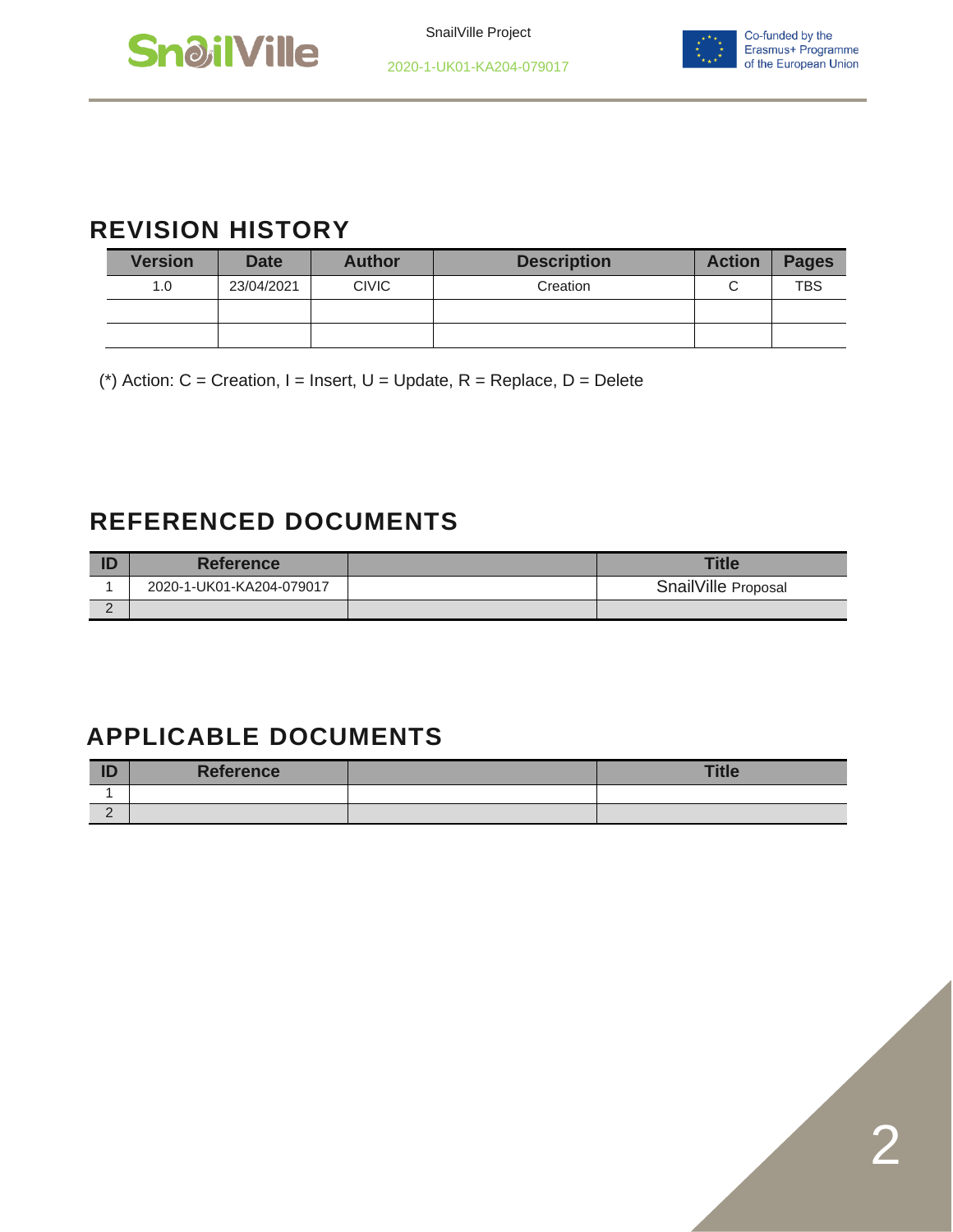## REVISION HISTORY

| Version | Date | Author | Description | Action | Pages |
|---|---|---|---|---|---|
| 1.0 | 23/04/2021 | CIVIC | Creation | C | TBS |
| | | | | | |
| | | | | | |

(*) Action: C = Creation, I = Insert, U = Update, R = Replace, D = Delete

## REFERENCED DOCUMENTS

| ID | Reference | | Title |
|---|---|---|---|
| 1 | 2020-1-UK01-KA204-079017 | | SnailVille Proposal |
| 2 | | | |

## APPLICABLE DOCUMENTS

| ID | Reference | | Title |
|---|---|---|---|
| 1 | | | |
| 2 | | | |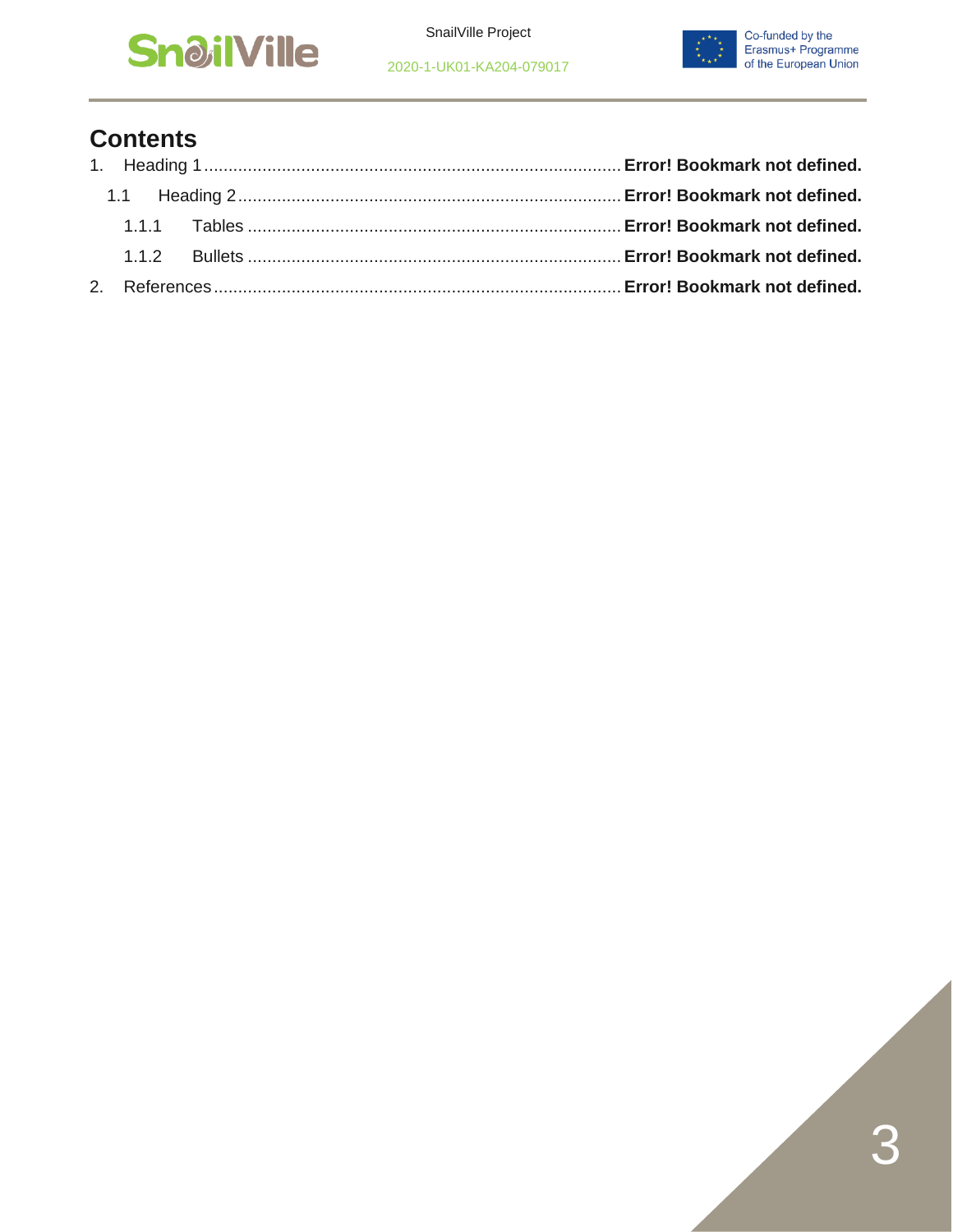# Contents

1. Heading 1 ............................................................................. **Error! Bookmark not defined.**
   1.1 Heading 2 ............................................................................. **Error! Bookmark not defined.**
      1.1.1 Tables ............................................................................. **Error! Bookmark not defined.**
      1.1.2 Bullets ............................................................................. **Error! Bookmark not defined.**
2. References ............................................................................. **Error! Bookmark not defined.**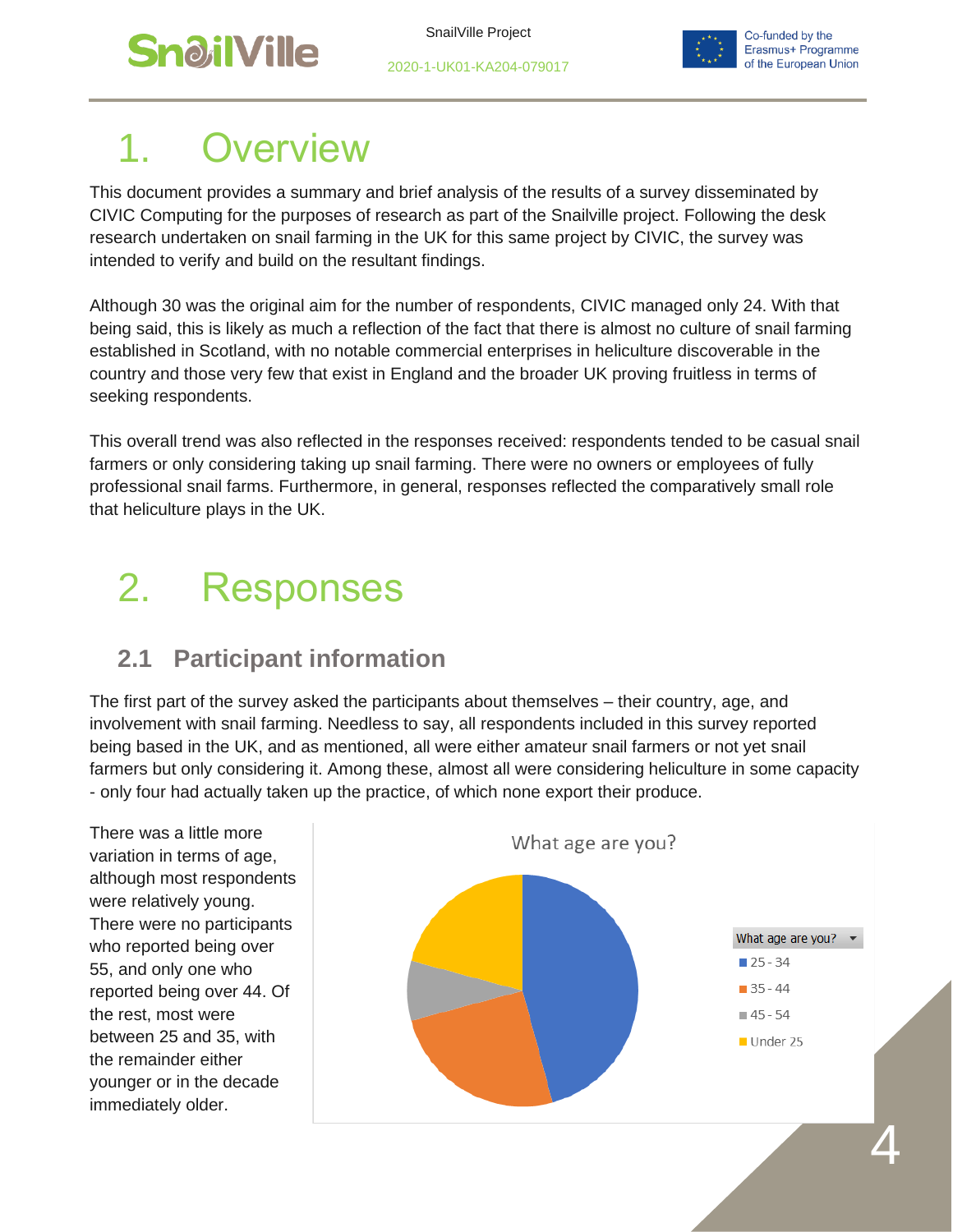# 1. Overview

This document provides a summary and brief analysis of the results of a survey disseminated by CIVIC Computing for the purposes of research as part of the Snailville project. Following the desk research undertaken on snail farming in the UK for this same project by CIVIC, the survey was intended to verify and build on the resultant findings.

Although 30 was the original aim for the number of respondents, CIVIC managed only 24. With that being said, this is likely as much a reflection of the fact that there is almost no culture of snail farming established in Scotland, with no notable commercial enterprises in heliculture discoverable in the country and those very few that exist in England and the broader UK proving fruitless in terms of seeking respondents.

This overall trend was also reflected in the responses received: respondents tended to be casual snail farmers or only considering taking up snail farming. There were no owners or employees of fully professional snail farms. Furthermore, in general, responses reflected the comparatively small role that heliculture plays in the UK.

# 2. Responses

## 2.1 Participant information

The first part of the survey asked the participants about themselves – their country, age, and involvement with snail farming. Needless to say, all respondents included in this survey reported being based in the UK, and as mentioned, all were either amateur snail farmers or not yet snail farmers but only considering it. Among these, almost all were considering heliculture in some capacity - only four had actually taken up the practice, of which none export their produce.

There was a little more variation in terms of age, although most respondents were relatively young. There were no participants who reported being over 55, and only one who reported being over 44. Of the rest, most were between 25 and 35, with the remainder either younger or in the decade immediately older.

What age are you?

- 25 - 34
- 35 - 44
- 45 - 54
- Under 25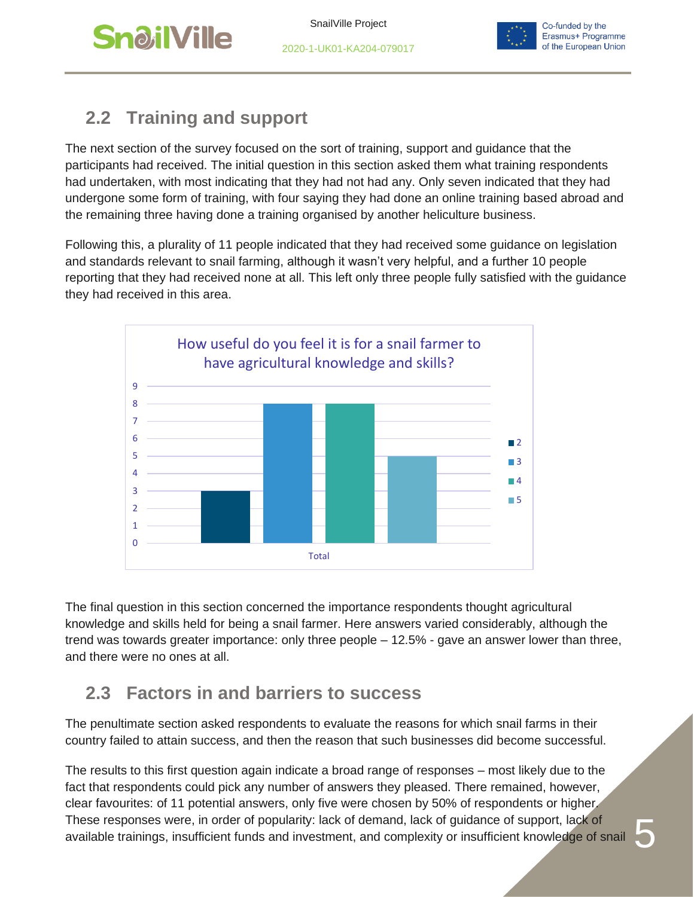## 2.2 Training and support

The next section of the survey focused on the sort of training, support and guidance that the participants had received. The initial question in this section asked them what training respondents had undertaken, with most indicating that they had not had any. Only seven indicated that they had undergone some form of training, with four saying they had done an online training based abroad and the remaining three having done a training organised by another heliculture business.

Following this, a plurality of 11 people indicated that they had received some guidance on legislation and standards relevant to snail farming, although it wasn't very helpful, and a further 10 people reporting that they had received none at all. This left only three people fully satisfied with the guidance they had received in this area.

How useful do you feel it is for a snail farmer to have agricultural knowledge and skills?

| Total | Count |
|---|---|
| 2 | 3 |
| 3 | 8 |
| 4 | 8 |
| 5 | 5 |

The final question in this section concerned the importance respondents thought agricultural knowledge and skills held for being a snail farmer. Here answers varied considerably, although the trend was towards greater importance: only three people – 12.5% - gave an answer lower than three, and there were no ones at all.

## 2.3 Factors in and barriers to success

The penultimate section asked respondents to evaluate the reasons for which snail farms in their country failed to attain success, and then the reason that such businesses did become successful.

The results to this first question again indicate a broad range of responses – most likely due to the fact that respondents could pick any number of answers they pleased. There remained, however, clear favourites: of 11 potential answers, only five were chosen by 50% of respondents or higher. These responses were, in order of popularity: lack of demand, lack of guidance of support, lack of available trainings, insufficient funds and investment, and complexity or insufficient knowledge of snail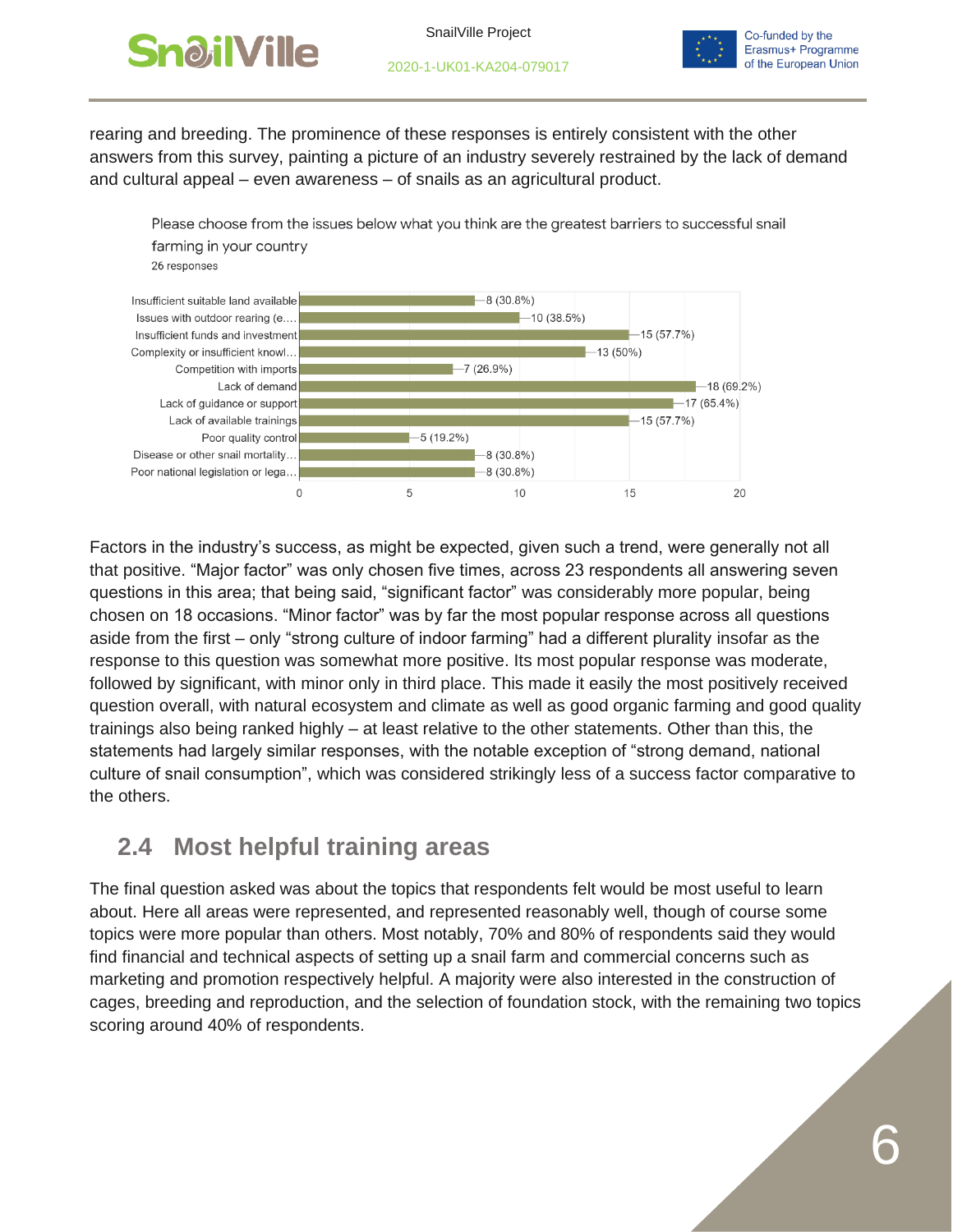rearing and breeding. The prominence of these responses is entirely consistent with the other answers from this survey, painting a picture of an industry severely restrained by the lack of demand and cultural appeal – even awareness – of snails as an agricultural product.

Please choose from the issues below what you think are the greatest barriers to successful snail farming in your country
26 responses

| Issue | Responses |
| --- | --- |
| Insufficient suitable land available | 8 (30.8%) |
| Issues with outdoor rearing (e.... | 10 (38.5%) |
| Insufficient funds and investment | 15 (57.7%) |
| Complexity or insufficient knowl... | 13 (50%) |
| Competition with imports | 7 (26.9%) |
| Lack of demand | 18 (69.2%) |
| Lack of guidance or support | 17 (65.4%) |
| Lack of available trainings | 15 (57.7%) |
| Poor quality control | 5 (19.2%) |
| Disease or other snail mortality... | 8 (30.8%) |
| Poor national legislation or lega... | 8 (30.8%) |

Factors in the industry's success, as might be expected, given such a trend, were generally not all that positive. "Major factor" was only chosen five times, across 23 respondents all answering seven questions in this area; that being said, "significant factor" was considerably more popular, being chosen on 18 occasions. "Minor factor" was by far the most popular response across all questions aside from the first – only "strong culture of indoor farming" had a different plurality insofar as the response to this question was somewhat more positive. Its most popular response was moderate, followed by significant, with minor only in third place. This made it easily the most positively received question overall, with natural ecosystem and climate as well as good organic farming and good quality trainings also being ranked highly – at least relative to the other statements. Other than this, the statements had largely similar responses, with the notable exception of "strong demand, national culture of snail consumption", which was considered strikingly less of a success factor comparative to the others.

## 2.4 Most helpful training areas

The final question asked was about the topics that respondents felt would be most useful to learn about. Here all areas were represented, and represented reasonably well, though of course some topics were more popular than others. Most notably, 70% and 80% of respondents said they would find financial and technical aspects of setting up a snail farm and commercial concerns such as marketing and promotion respectively helpful. A majority were also interested in the construction of cages, breeding and reproduction, and the selection of foundation stock, with the remaining two topics scoring around 40% of respondents.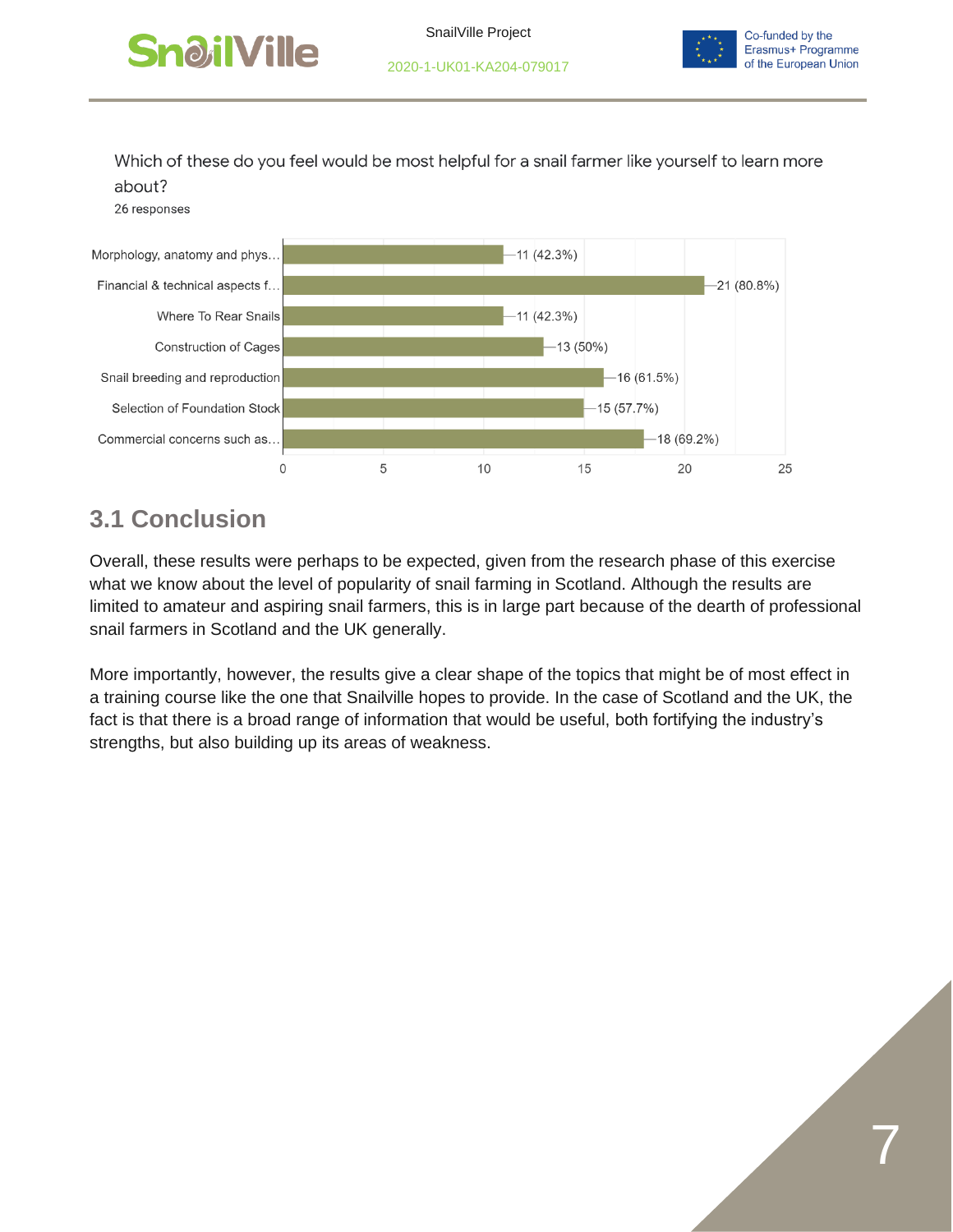Which of these do you feel would be most helpful for a snail farmer like yourself to learn more about?

26 responses

Morphology, anatomy and phys…
Financial & technical aspects f…
Where To Rear Snails
Construction of Cages
Snail breeding and reproduction
Selection of Foundation Stock
Commercial concerns such as…

11 (42.3%)
21 (80.8%)
11 (42.3%)
13 (50%)
16 (61.5%)
15 (57.7%)
18 (69.2%)

0 5 10 15 20 25

## 3.1 Conclusion

Overall, these results were perhaps to be expected, given from the research phase of this exercise what we know about the level of popularity of snail farming in Scotland. Although the results are limited to amateur and aspiring snail farmers, this is in large part because of the dearth of professional snail farmers in Scotland and the UK generally.

More importantly, however, the results give a clear shape of the topics that might be of most effect in a training course like the one that Snailville hopes to provide. In the case of Scotland and the UK, the fact is that there is a broad range of information that would be useful, both fortifying the industry's strengths, but also building up its areas of weakness.